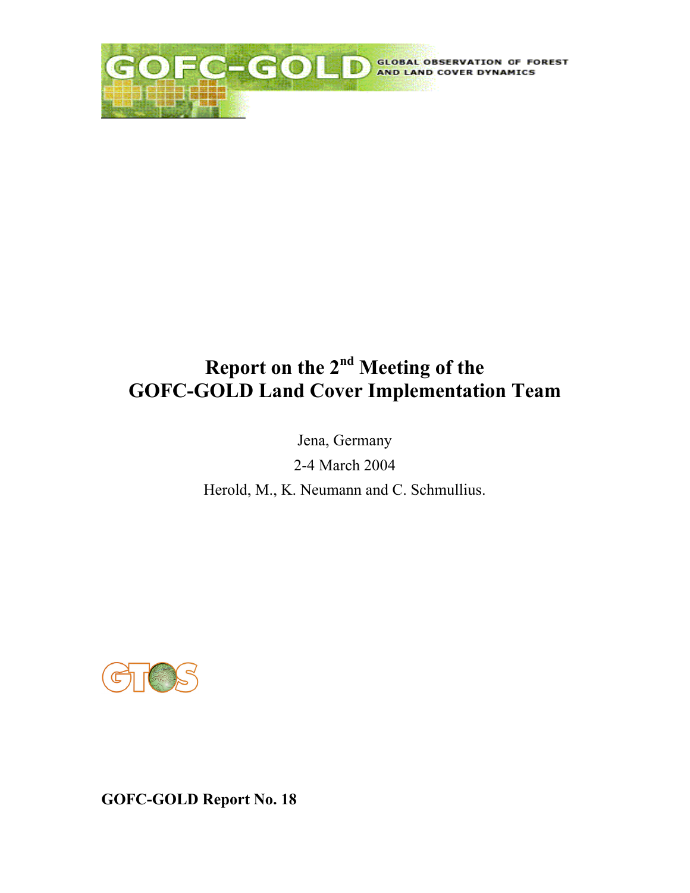GOFC-GOLD GLOBAL OBSERVATION OF FOREST AND LAND COVER DYNAMICS

# Report on the 2nd Meeting of the GOFC-GOLD Land Cover Implementation Team

Jena, Germany

2-4 March 2004

Herold, M., K. Neumann and C. Schmullius.

GTOS

**GOFC-GOLD Report No. 18**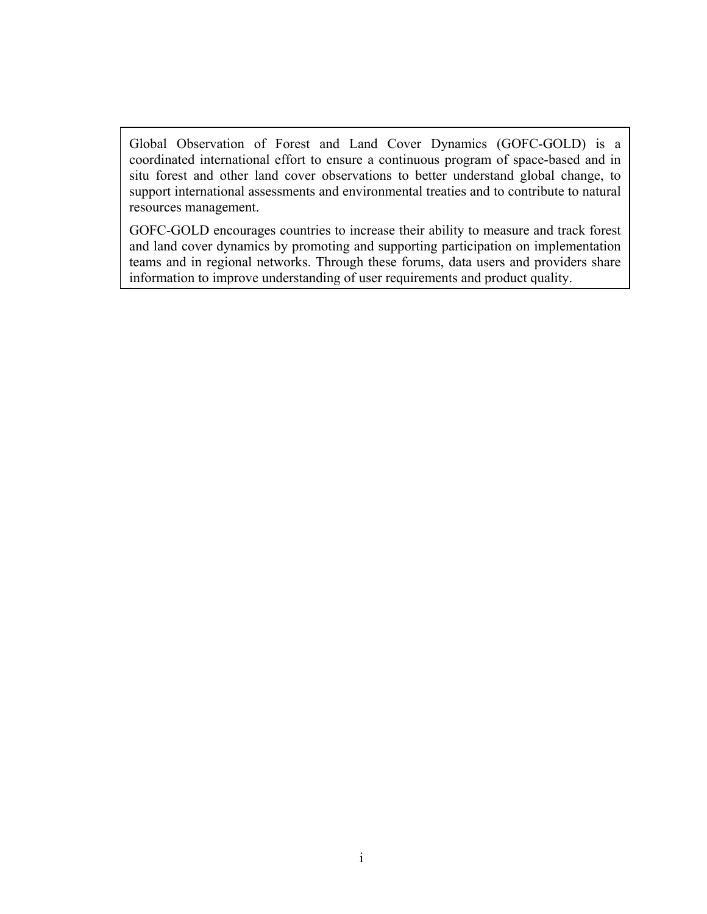Global Observation of Forest and Land Cover Dynamics (GOFC-GOLD) is a coordinated international effort to ensure a continuous program of space-based and in situ forest and other land cover observations to better understand global change, to support international assessments and environmental treaties and to contribute to natural resources management.

GOFC-GOLD encourages countries to increase their ability to measure and track forest and land cover dynamics by promoting and supporting participation on implementation teams and in regional networks. Through these forums, data users and providers share information to improve understanding of user requirements and product quality.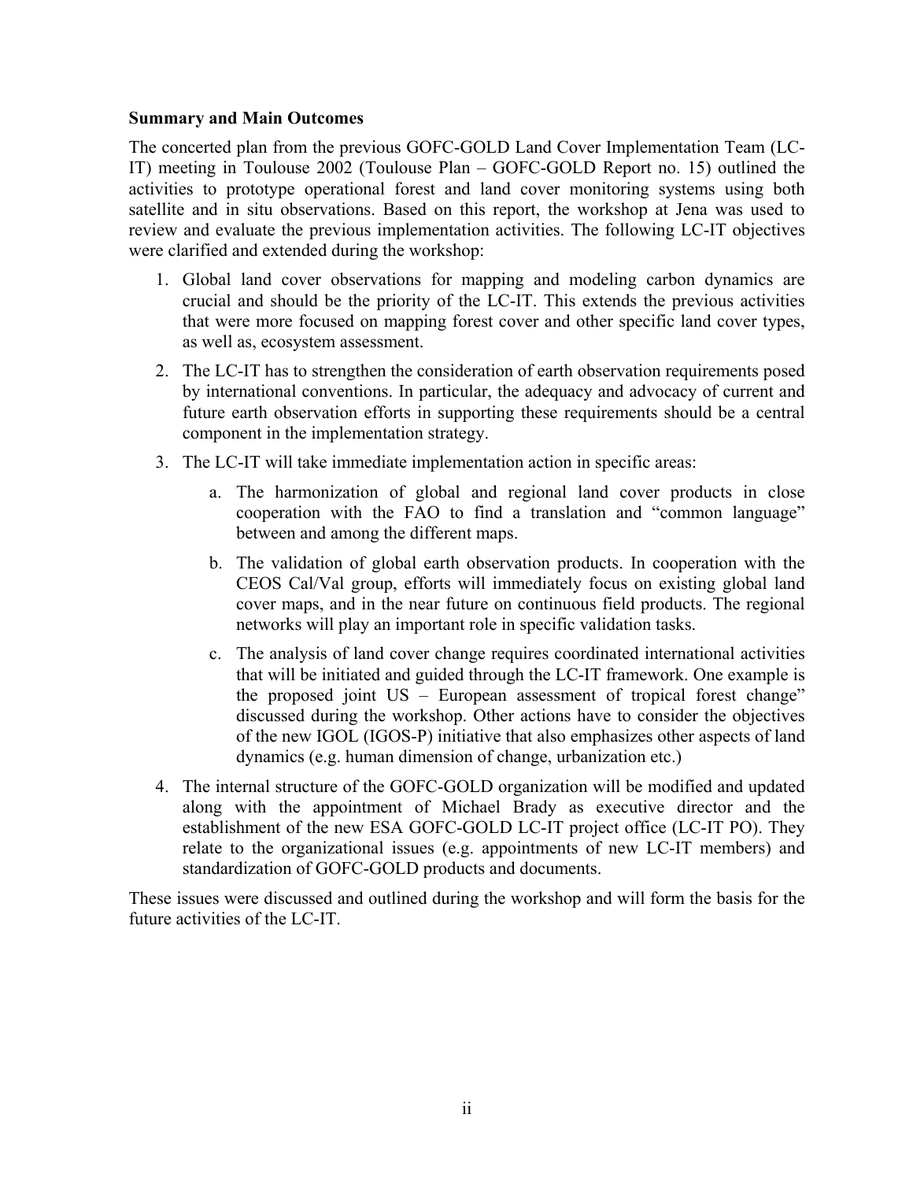**Summary and Main Outcomes**

The concerted plan from the previous GOFC-GOLD Land Cover Implementation Team (LC-IT) meeting in Toulouse 2002 (Toulouse Plan – GOFC-GOLD Report no. 15) outlined the activities to prototype operational forest and land cover monitoring systems using both satellite and in situ observations. Based on this report, the workshop at Jena was used to review and evaluate the previous implementation activities. The following LC-IT objectives were clarified and extended during the workshop:

1. Global land cover observations for mapping and modeling carbon dynamics are crucial and should be the priority of the LC-IT. This extends the previous activities that were more focused on mapping forest cover and other specific land cover types, as well as, ecosystem assessment.
2. The LC-IT has to strengthen the consideration of earth observation requirements posed by international conventions. In particular, the adequacy and advocacy of current and future earth observation efforts in supporting these requirements should be a central component in the implementation strategy.
3. The LC-IT will take immediate implementation action in specific areas:
    a. The harmonization of global and regional land cover products in close cooperation with the FAO to find a translation and "common language" between and among the different maps.
    b. The validation of global earth observation products. In cooperation with the CEOS Cal/Val group, efforts will immediately focus on existing global land cover maps, and in the near future on continuous field products. The regional networks will play an important role in specific validation tasks.
    c. The analysis of land cover change requires coordinated international activities that will be initiated and guided through the LC-IT framework. One example is the proposed joint US – European assessment of tropical forest change" discussed during the workshop. Other actions have to consider the objectives of the new IGOL (IGOS-P) initiative that also emphasizes other aspects of land dynamics (e.g. human dimension of change, urbanization etc.)
4. The internal structure of the GOFC-GOLD organization will be modified and updated along with the appointment of Michael Brady as executive director and the establishment of the new ESA GOFC-GOLD LC-IT project office (LC-IT PO). They relate to the organizational issues (e.g. appointments of new LC-IT members) and standardization of GOFC-GOLD products and documents.

These issues were discussed and outlined during the workshop and will form the basis for the future activities of the LC-IT.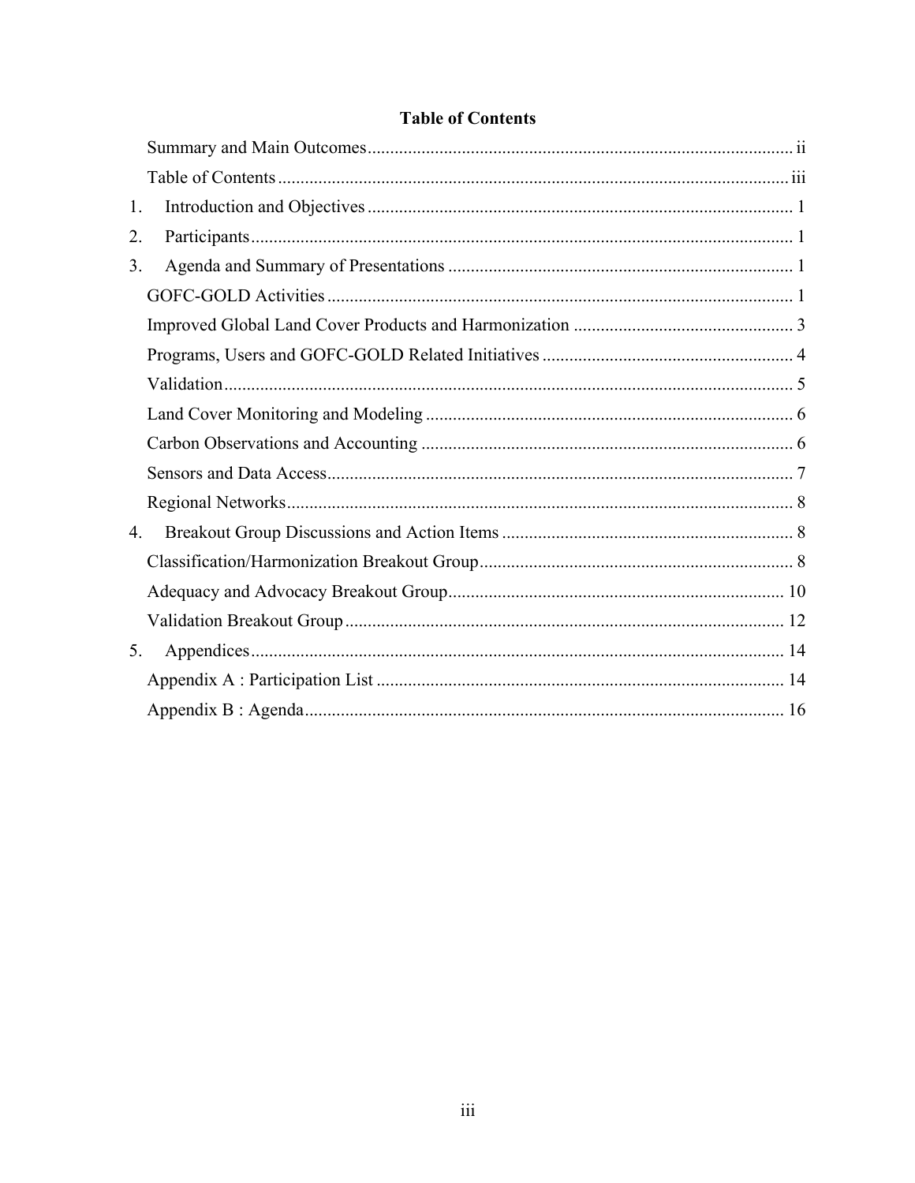**Table of Contents**

Summary and Main Outcomes ..................................................... ii
Table of Contents ..................................................... iii

1. Introduction and Objectives ..................................................... 1
2. Participants ..................................................... 1
3. Agenda and Summary of Presentations ..................................................... 1

GOFC-GOLD Activities ..................................................... 1
Improved Global Land Cover Products and Harmonization ..................................................... 3
Programs, Users and GOFC-GOLD Related Initiatives ..................................................... 4
Validation ..................................................... 5
Land Cover Monitoring and Modeling ..................................................... 6
Carbon Observations and Accounting ..................................................... 6
Sensors and Data Access ..................................................... 7
Regional Networks ..................................................... 8

4. Breakout Group Discussions and Action Items ..................................................... 8

Classification/Harmonization Breakout Group ..................................................... 8
Adequacy and Advocacy Breakout Group ..................................................... 10
Validation Breakout Group ..................................................... 12

5. Appendices ..................................................... 14

Appendix A : Participation List ..................................................... 14
Appendix B : Agenda ..................................................... 16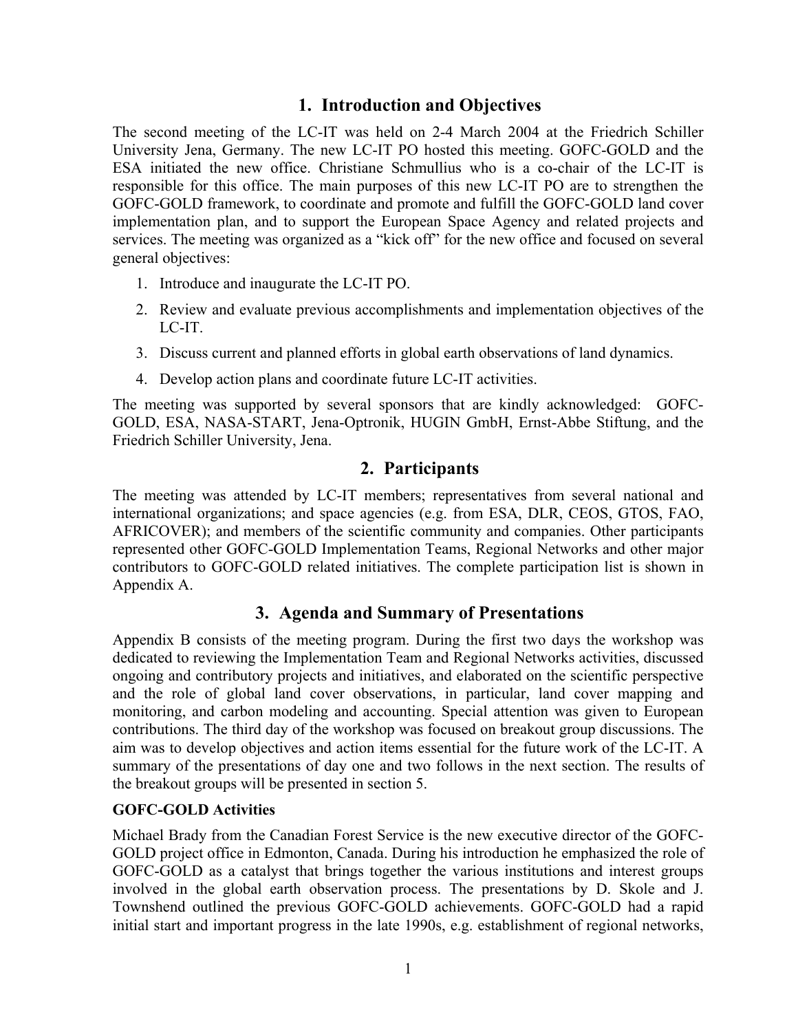# 1. Introduction and Objectives

The second meeting of the LC-IT was held on 2-4 March 2004 at the Friedrich Schiller University Jena, Germany. The new LC-IT PO hosted this meeting. GOFC-GOLD and the ESA initiated the new office. Christiane Schmullius who is a co-chair of the LC-IT is responsible for this office. The main purposes of this new LC-IT PO are to strengthen the GOFC-GOLD framework, to coordinate and promote and fulfill the GOFC-GOLD land cover implementation plan, and to support the European Space Agency and related projects and services. The meeting was organized as a "kick off" for the new office and focused on several general objectives:

1. Introduce and inaugurate the LC-IT PO.
2. Review and evaluate previous accomplishments and implementation objectives of the LC-IT.
3. Discuss current and planned efforts in global earth observations of land dynamics.
4. Develop action plans and coordinate future LC-IT activities.

The meeting was supported by several sponsors that are kindly acknowledged: GOFC-GOLD, ESA, NASA-START, Jena-Optronik, HUGIN GmbH, Ernst-Abbe Stiftung, and the Friedrich Schiller University, Jena.

# 2. Participants

The meeting was attended by LC-IT members; representatives from several national and international organizations; and space agencies (e.g. from ESA, DLR, CEOS, GTOS, FAO, AFRICOVER); and members of the scientific community and companies. Other participants represented other GOFC-GOLD Implementation Teams, Regional Networks and other major contributors to GOFC-GOLD related initiatives. The complete participation list is shown in Appendix A.

# 3. Agenda and Summary of Presentations

Appendix B consists of the meeting program. During the first two days the workshop was dedicated to reviewing the Implementation Team and Regional Networks activities, discussed ongoing and contributory projects and initiatives, and elaborated on the scientific perspective and the role of global land cover observations, in particular, land cover mapping and monitoring, and carbon modeling and accounting. Special attention was given to European contributions. The third day of the workshop was focused on breakout group discussions. The aim was to develop objectives and action items essential for the future work of the LC-IT. A summary of the presentations of day one and two follows in the next section. The results of the breakout groups will be presented in section 5.

**GOFC-GOLD Activities**

Michael Brady from the Canadian Forest Service is the new executive director of the GOFC-GOLD project office in Edmonton, Canada. During his introduction he emphasized the role of GOFC-GOLD as a catalyst that brings together the various institutions and interest groups involved in the global earth observation process. The presentations by D. Skole and J. Townshend outlined the previous GOFC-GOLD achievements. GOFC-GOLD had a rapid initial start and important progress in the late 1990s, e.g. establishment of regional networks,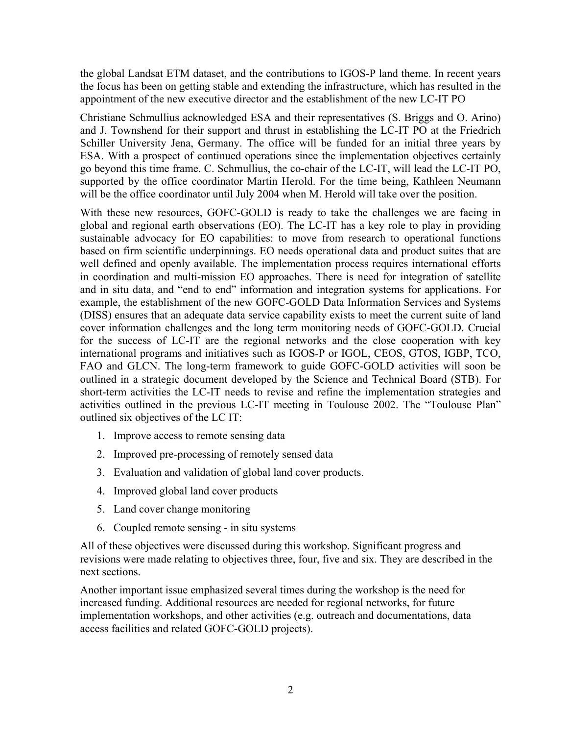the global Landsat ETM dataset, and the contributions to IGOS-P land theme. In recent years the focus has been on getting stable and extending the infrastructure, which has resulted in the appointment of the new executive director and the establishment of the new LC-IT PO

Christiane Schmullius acknowledged ESA and their representatives (S. Briggs and O. Arino) and J. Townshend for their support and thrust in establishing the LC-IT PO at the Friedrich Schiller University Jena, Germany. The office will be funded for an initial three years by ESA. With a prospect of continued operations since the implementation objectives certainly go beyond this time frame. C. Schmullius, the co-chair of the LC-IT, will lead the LC-IT PO, supported by the office coordinator Martin Herold. For the time being, Kathleen Neumann will be the office coordinator until July 2004 when M. Herold will take over the position.

With these new resources, GOFC-GOLD is ready to take the challenges we are facing in global and regional earth observations (EO). The LC-IT has a key role to play in providing sustainable advocacy for EO capabilities: to move from research to operational functions based on firm scientific underpinnings. EO needs operational data and product suites that are well defined and openly available. The implementation process requires international efforts in coordination and multi-mission EO approaches. There is need for integration of satellite and in situ data, and "end to end" information and integration systems for applications. For example, the establishment of the new GOFC-GOLD Data Information Services and Systems (DISS) ensures that an adequate data service capability exists to meet the current suite of land cover information challenges and the long term monitoring needs of GOFC-GOLD. Crucial for the success of LC-IT are the regional networks and the close cooperation with key international programs and initiatives such as IGOS-P or IGOL, CEOS, GTOS, IGBP, TCO, FAO and GLCN. The long-term framework to guide GOFC-GOLD activities will soon be outlined in a strategic document developed by the Science and Technical Board (STB). For short-term activities the LC-IT needs to revise and refine the implementation strategies and activities outlined in the previous LC-IT meeting in Toulouse 2002. The "Toulouse Plan" outlined six objectives of the LC IT:

1. Improve access to remote sensing data
2. Improved pre-processing of remotely sensed data
3. Evaluation and validation of global land cover products.
4. Improved global land cover products
5. Land cover change monitoring
6. Coupled remote sensing - in situ systems

All of these objectives were discussed during this workshop. Significant progress and revisions were made relating to objectives three, four, five and six. They are described in the next sections.

Another important issue emphasized several times during the workshop is the need for increased funding. Additional resources are needed for regional networks, for future implementation workshops, and other activities (e.g. outreach and documentations, data access facilities and related GOFC-GOLD projects).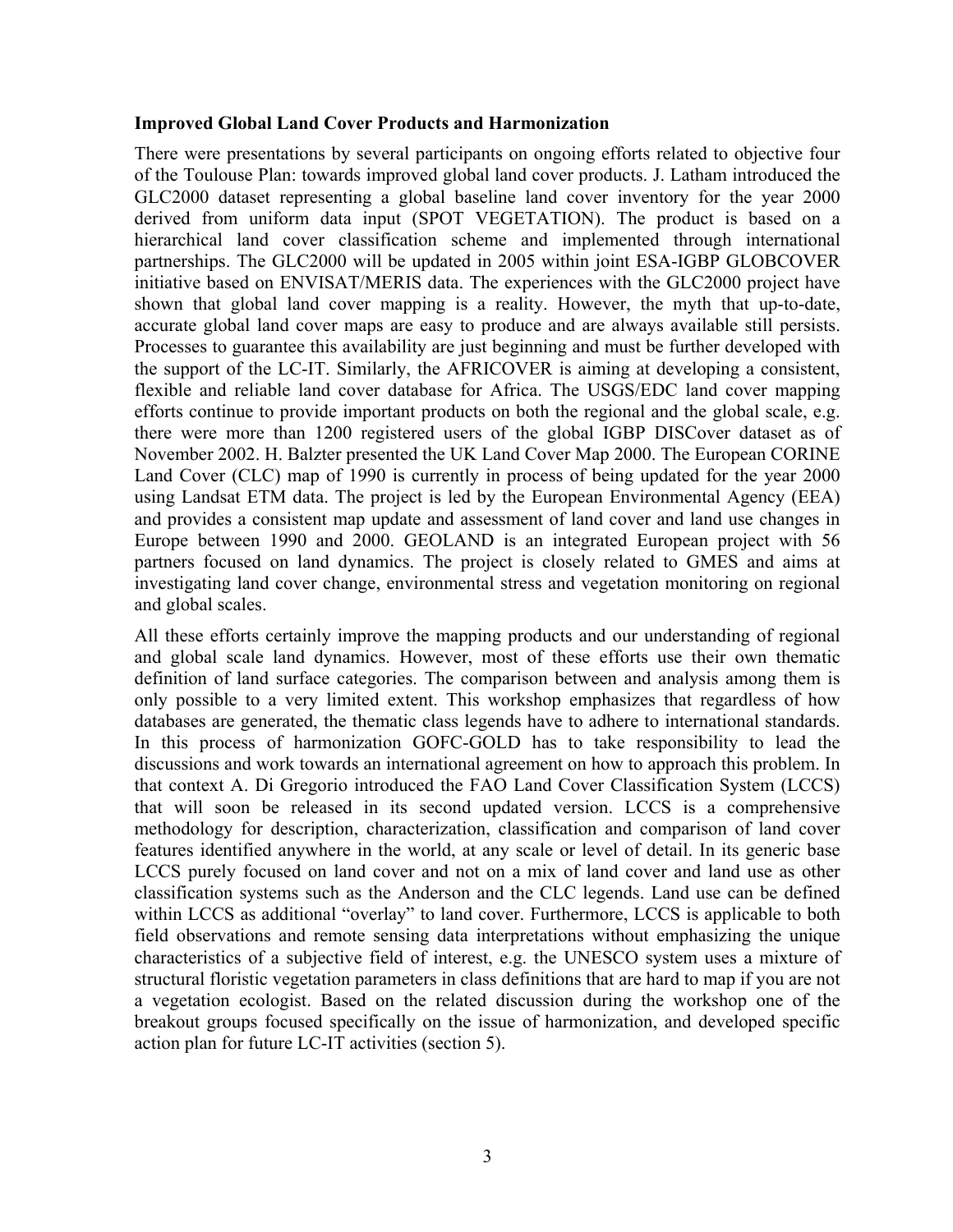**Improved Global Land Cover Products and Harmonization**

There were presentations by several participants on ongoing efforts related to objective four of the Toulouse Plan: towards improved global land cover products. J. Latham introduced the GLC2000 dataset representing a global baseline land cover inventory for the year 2000 derived from uniform data input (SPOT VEGETATION). The product is based on a hierarchical land cover classification scheme and implemented through international partnerships. The GLC2000 will be updated in 2005 within joint ESA-IGBP GLOBCOVER initiative based on ENVISAT/MERIS data. The experiences with the GLC2000 project have shown that global land cover mapping is a reality. However, the myth that up-to-date, accurate global land cover maps are easy to produce and are always available still persists. Processes to guarantee this availability are just beginning and must be further developed with the support of the LC-IT. Similarly, the AFRICOVER is aiming at developing a consistent, flexible and reliable land cover database for Africa. The USGS/EDC land cover mapping efforts continue to provide important products on both the regional and the global scale, e.g. there were more than 1200 registered users of the global IGBP DISCover dataset as of November 2002. H. Balzter presented the UK Land Cover Map 2000. The European CORINE Land Cover (CLC) map of 1990 is currently in process of being updated for the year 2000 using Landsat ETM data. The project is led by the European Environmental Agency (EEA) and provides a consistent map update and assessment of land cover and land use changes in Europe between 1990 and 2000. GEOLAND is an integrated European project with 56 partners focused on land dynamics. The project is closely related to GMES and aims at investigating land cover change, environmental stress and vegetation monitoring on regional and global scales.

All these efforts certainly improve the mapping products and our understanding of regional and global scale land dynamics. However, most of these efforts use their own thematic definition of land surface categories. The comparison between and analysis among them is only possible to a very limited extent. This workshop emphasizes that regardless of how databases are generated, the thematic class legends have to adhere to international standards. In this process of harmonization GOFC-GOLD has to take responsibility to lead the discussions and work towards an international agreement on how to approach this problem. In that context A. Di Gregorio introduced the FAO Land Cover Classification System (LCCS) that will soon be released in its second updated version. LCCS is a comprehensive methodology for description, characterization, classification and comparison of land cover features identified anywhere in the world, at any scale or level of detail. In its generic base LCCS purely focused on land cover and not on a mix of land cover and land use as other classification systems such as the Anderson and the CLC legends. Land use can be defined within LCCS as additional "overlay" to land cover. Furthermore, LCCS is applicable to both field observations and remote sensing data interpretations without emphasizing the unique characteristics of a subjective field of interest, e.g. the UNESCO system uses a mixture of structural floristic vegetation parameters in class definitions that are hard to map if you are not a vegetation ecologist. Based on the related discussion during the workshop one of the breakout groups focused specifically on the issue of harmonization, and developed specific action plan for future LC-IT activities (section 5).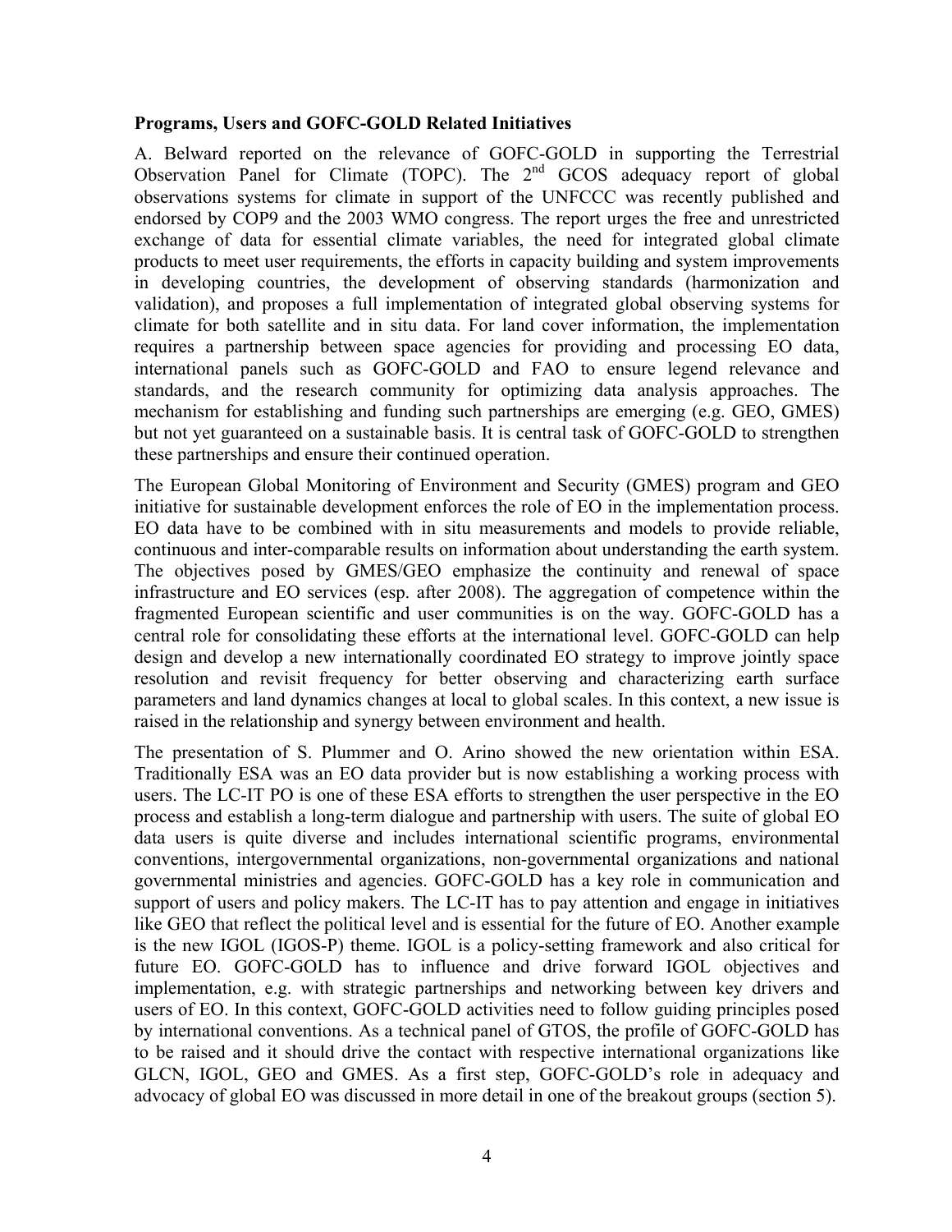**Programs, Users and GOFC-GOLD Related Initiatives**

A. Belward reported on the relevance of GOFC-GOLD in supporting the Terrestrial Observation Panel for Climate (TOPC). The 2nd GCOS adequacy report of global observations systems for climate in support of the UNFCCC was recently published and endorsed by COP9 and the 2003 WMO congress. The report urges the free and unrestricted exchange of data for essential climate variables, the need for integrated global climate products to meet user requirements, the efforts in capacity building and system improvements in developing countries, the development of observing standards (harmonization and validation), and proposes a full implementation of integrated global observing systems for climate for both satellite and in situ data. For land cover information, the implementation requires a partnership between space agencies for providing and processing EO data, international panels such as GOFC-GOLD and FAO to ensure legend relevance and standards, and the research community for optimizing data analysis approaches. The mechanism for establishing and funding such partnerships are emerging (e.g. GEO, GMES) but not yet guaranteed on a sustainable basis. It is central task of GOFC-GOLD to strengthen these partnerships and ensure their continued operation.

The European Global Monitoring of Environment and Security (GMES) program and GEO initiative for sustainable development enforces the role of EO in the implementation process. EO data have to be combined with in situ measurements and models to provide reliable, continuous and inter-comparable results on information about understanding the earth system. The objectives posed by GMES/GEO emphasize the continuity and renewal of space infrastructure and EO services (esp. after 2008). The aggregation of competence within the fragmented European scientific and user communities is on the way. GOFC-GOLD has a central role for consolidating these efforts at the international level. GOFC-GOLD can help design and develop a new internationally coordinated EO strategy to improve jointly space resolution and revisit frequency for better observing and characterizing earth surface parameters and land dynamics changes at local to global scales. In this context, a new issue is raised in the relationship and synergy between environment and health.

The presentation of S. Plummer and O. Arino showed the new orientation within ESA. Traditionally ESA was an EO data provider but is now establishing a working process with users. The LC-IT PO is one of these ESA efforts to strengthen the user perspective in the EO process and establish a long-term dialogue and partnership with users. The suite of global EO data users is quite diverse and includes international scientific programs, environmental conventions, intergovernmental organizations, non-governmental organizations and national governmental ministries and agencies. GOFC-GOLD has a key role in communication and support of users and policy makers. The LC-IT has to pay attention and engage in initiatives like GEO that reflect the political level and is essential for the future of EO. Another example is the new IGOL (IGOS-P) theme. IGOL is a policy-setting framework and also critical for future EO. GOFC-GOLD has to influence and drive forward IGOL objectives and implementation, e.g. with strategic partnerships and networking between key drivers and users of EO. In this context, GOFC-GOLD activities need to follow guiding principles posed by international conventions. As a technical panel of GTOS, the profile of GOFC-GOLD has to be raised and it should drive the contact with respective international organizations like GLCN, IGOL, GEO and GMES. As a first step, GOFC-GOLD's role in adequacy and advocacy of global EO was discussed in more detail in one of the breakout groups (section 5).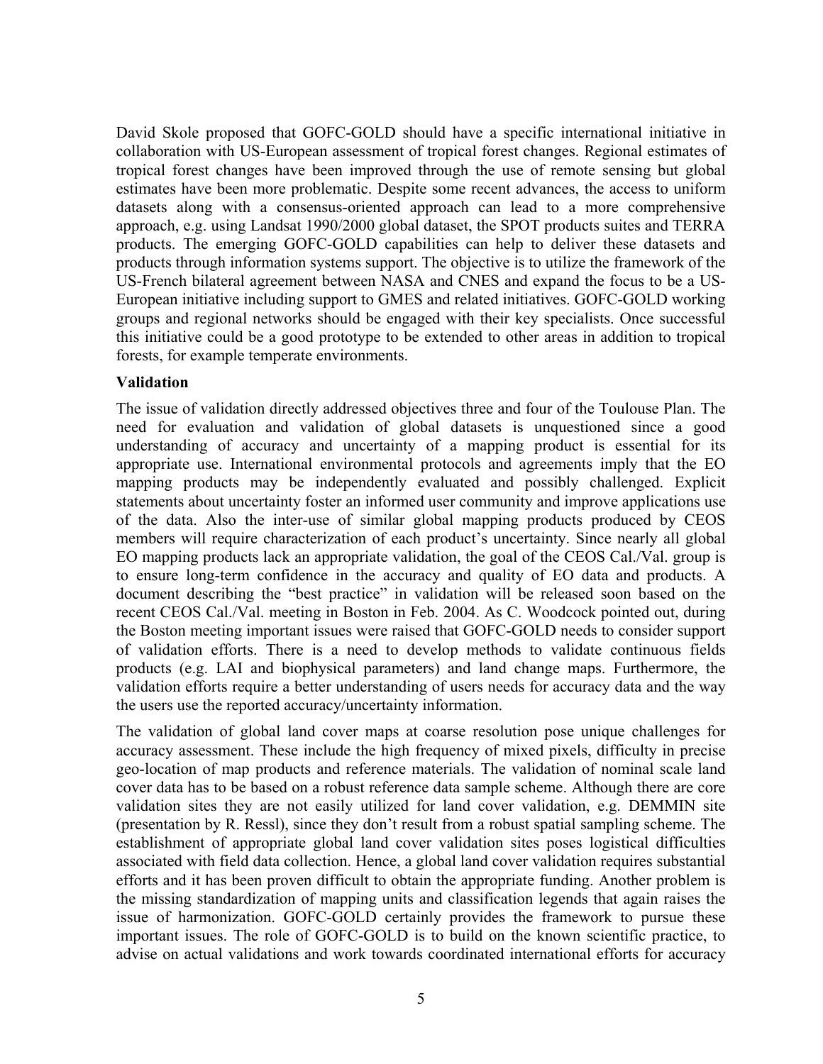David Skole proposed that GOFC-GOLD should have a specific international initiative in collaboration with US-European assessment of tropical forest changes. Regional estimates of tropical forest changes have been improved through the use of remote sensing but global estimates have been more problematic. Despite some recent advances, the access to uniform datasets along with a consensus-oriented approach can lead to a more comprehensive approach, e.g. using Landsat 1990/2000 global dataset, the SPOT products suites and TERRA products. The emerging GOFC-GOLD capabilities can help to deliver these datasets and products through information systems support. The objective is to utilize the framework of the US-French bilateral agreement between NASA and CNES and expand the focus to be a US-European initiative including support to GMES and related initiatives. GOFC-GOLD working groups and regional networks should be engaged with their key specialists. Once successful this initiative could be a good prototype to be extended to other areas in addition to tropical forests, for example temperate environments.

**Validation**

The issue of validation directly addressed objectives three and four of the Toulouse Plan. The need for evaluation and validation of global datasets is unquestioned since a good understanding of accuracy and uncertainty of a mapping product is essential for its appropriate use. International environmental protocols and agreements imply that the EO mapping products may be independently evaluated and possibly challenged. Explicit statements about uncertainty foster an informed user community and improve applications use of the data. Also the inter-use of similar global mapping products produced by CEOS members will require characterization of each product's uncertainty. Since nearly all global EO mapping products lack an appropriate validation, the goal of the CEOS Cal./Val. group is to ensure long-term confidence in the accuracy and quality of EO data and products. A document describing the "best practice" in validation will be released soon based on the recent CEOS Cal./Val. meeting in Boston in Feb. 2004. As C. Woodcock pointed out, during the Boston meeting important issues were raised that GOFC-GOLD needs to consider support of validation efforts. There is a need to develop methods to validate continuous fields products (e.g. LAI and biophysical parameters) and land change maps. Furthermore, the validation efforts require a better understanding of users needs for accuracy data and the way the users use the reported accuracy/uncertainty information.

The validation of global land cover maps at coarse resolution pose unique challenges for accuracy assessment. These include the high frequency of mixed pixels, difficulty in precise geo-location of map products and reference materials. The validation of nominal scale land cover data has to be based on a robust reference data sample scheme. Although there are core validation sites they are not easily utilized for land cover validation, e.g. DEMMIN site (presentation by R. Ressl), since they don't result from a robust spatial sampling scheme. The establishment of appropriate global land cover validation sites poses logistical difficulties associated with field data collection. Hence, a global land cover validation requires substantial efforts and it has been proven difficult to obtain the appropriate funding. Another problem is the missing standardization of mapping units and classification legends that again raises the issue of harmonization. GOFC-GOLD certainly provides the framework to pursue these important issues. The role of GOFC-GOLD is to build on the known scientific practice, to advise on actual validations and work towards coordinated international efforts for accuracy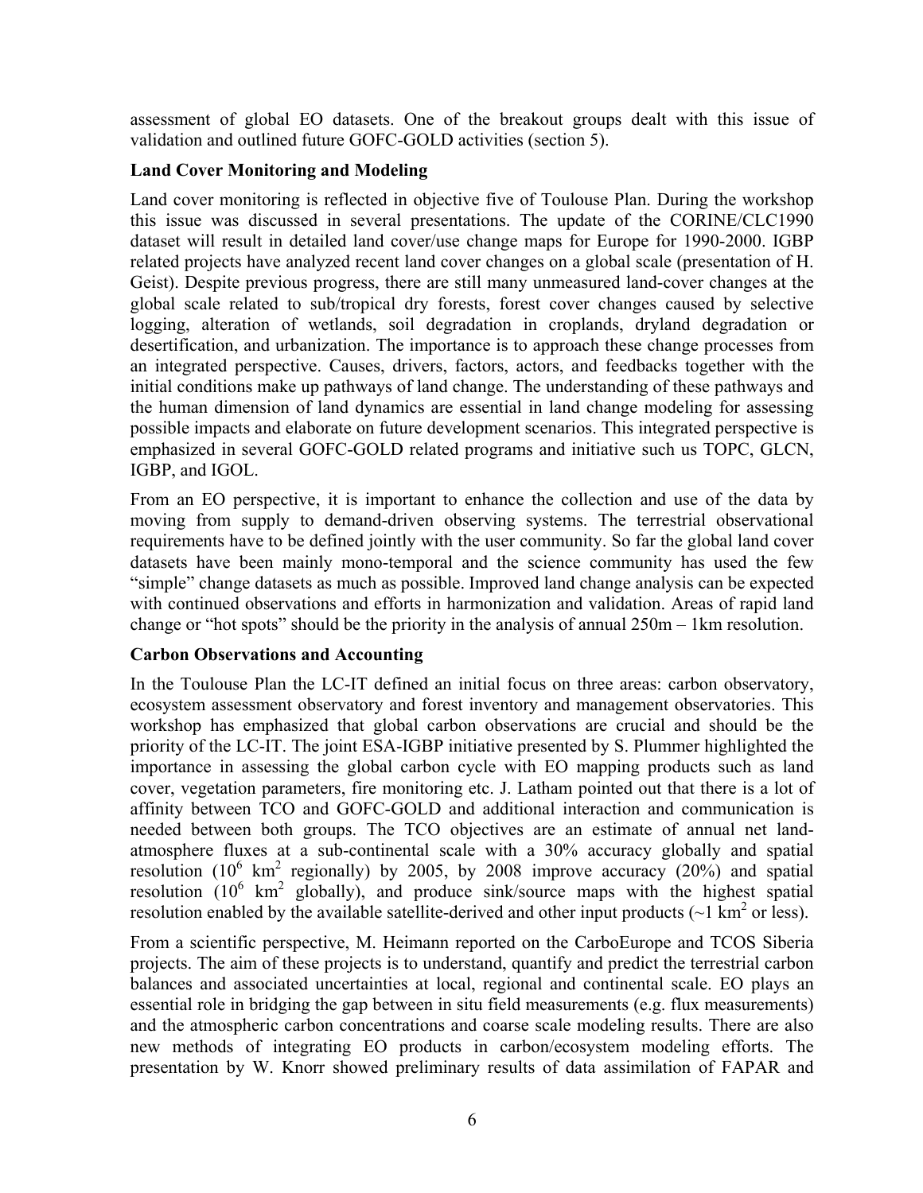assessment of global EO datasets. One of the breakout groups dealt with this issue of validation and outlined future GOFC-GOLD activities (section 5).

**Land Cover Monitoring and Modeling**

Land cover monitoring is reflected in objective five of Toulouse Plan. During the workshop this issue was discussed in several presentations. The update of the CORINE/CLC1990 dataset will result in detailed land cover/use change maps for Europe for 1990-2000. IGBP related projects have analyzed recent land cover changes on a global scale (presentation of H. Geist). Despite previous progress, there are still many unmeasured land-cover changes at the global scale related to sub/tropical dry forests, forest cover changes caused by selective logging, alteration of wetlands, soil degradation in croplands, dryland degradation or desertification, and urbanization. The importance is to approach these change processes from an integrated perspective. Causes, drivers, factors, actors, and feedbacks together with the initial conditions make up pathways of land change. The understanding of these pathways and the human dimension of land dynamics are essential in land change modeling for assessing possible impacts and elaborate on future development scenarios. This integrated perspective is emphasized in several GOFC-GOLD related programs and initiative such us TOPC, GLCN, IGBP, and IGOL.

From an EO perspective, it is important to enhance the collection and use of the data by moving from supply to demand-driven observing systems. The terrestrial observational requirements have to be defined jointly with the user community. So far the global land cover datasets have been mainly mono-temporal and the science community has used the few "simple" change datasets as much as possible. Improved land change analysis can be expected with continued observations and efforts in harmonization and validation. Areas of rapid land change or "hot spots" should be the priority in the analysis of annual 250m – 1km resolution.

**Carbon Observations and Accounting**

In the Toulouse Plan the LC-IT defined an initial focus on three areas: carbon observatory, ecosystem assessment observatory and forest inventory and management observatories. This workshop has emphasized that global carbon observations are crucial and should be the priority of the LC-IT. The joint ESA-IGBP initiative presented by S. Plummer highlighted the importance in assessing the global carbon cycle with EO mapping products such as land cover, vegetation parameters, fire monitoring etc. J. Latham pointed out that there is a lot of affinity between TCO and GOFC-GOLD and additional interaction and communication is needed between both groups. The TCO objectives are an estimate of annual net land-atmosphere fluxes at a sub-continental scale with a 30% accuracy globally and spatial resolution ($10^6$ km$^2$ regionally) by 2005, by 2008 improve accuracy (20%) and spatial resolution ($10^6$ km$^2$ globally), and produce sink/source maps with the highest spatial resolution enabled by the available satellite-derived and other input products (~1 km$^2$ or less).

From a scientific perspective, M. Heimann reported on the CarboEurope and TCOS Siberia projects. The aim of these projects is to understand, quantify and predict the terrestrial carbon balances and associated uncertainties at local, regional and continental scale. EO plays an essential role in bridging the gap between in situ field measurements (e.g. flux measurements) and the atmospheric carbon concentrations and coarse scale modeling results. There are also new methods of integrating EO products in carbon/ecosystem modeling efforts. The presentation by W. Knorr showed preliminary results of data assimilation of FAPAR and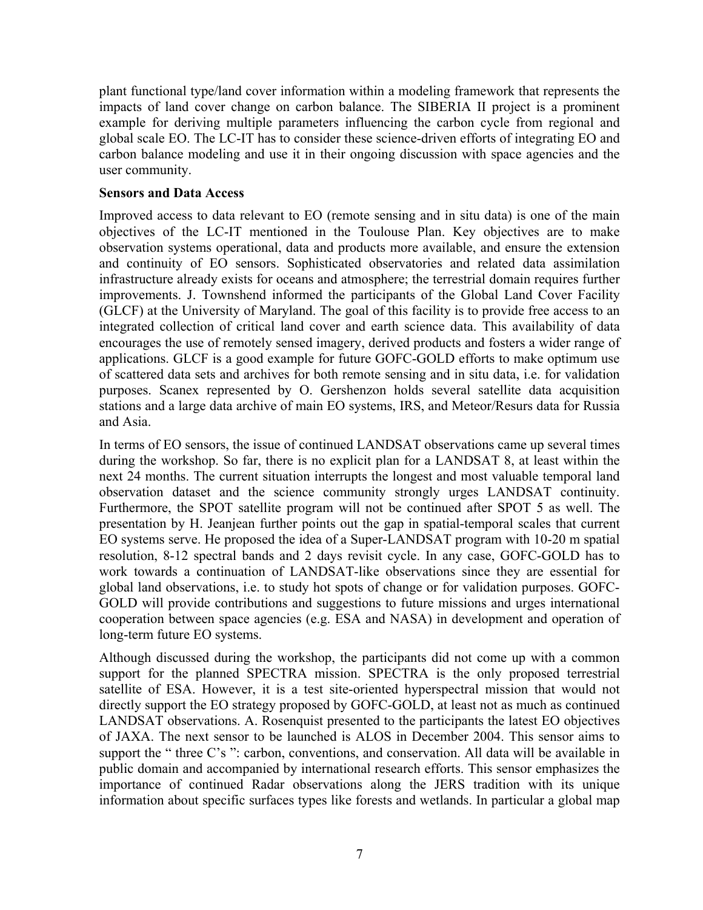plant functional type/land cover information within a modeling framework that represents the impacts of land cover change on carbon balance. The SIBERIA II project is a prominent example for deriving multiple parameters influencing the carbon cycle from regional and global scale EO. The LC-IT has to consider these science-driven efforts of integrating EO and carbon balance modeling and use it in their ongoing discussion with space agencies and the user community.

**Sensors and Data Access**

Improved access to data relevant to EO (remote sensing and in situ data) is one of the main objectives of the LC-IT mentioned in the Toulouse Plan. Key objectives are to make observation systems operational, data and products more available, and ensure the extension and continuity of EO sensors. Sophisticated observatories and related data assimilation infrastructure already exists for oceans and atmosphere; the terrestrial domain requires further improvements. J. Townshend informed the participants of the Global Land Cover Facility (GLCF) at the University of Maryland. The goal of this facility is to provide free access to an integrated collection of critical land cover and earth science data. This availability of data encourages the use of remotely sensed imagery, derived products and fosters a wider range of applications. GLCF is a good example for future GOFC-GOLD efforts to make optimum use of scattered data sets and archives for both remote sensing and in situ data, i.e. for validation purposes. Scanex represented by O. Gershenzon holds several satellite data acquisition stations and a large data archive of main EO systems, IRS, and Meteor/Resurs data for Russia and Asia.

In terms of EO sensors, the issue of continued LANDSAT observations came up several times during the workshop. So far, there is no explicit plan for a LANDSAT 8, at least within the next 24 months. The current situation interrupts the longest and most valuable temporal land observation dataset and the science community strongly urges LANDSAT continuity. Furthermore, the SPOT satellite program will not be continued after SPOT 5 as well. The presentation by H. Jeanjean further points out the gap in spatial-temporal scales that current EO systems serve. He proposed the idea of a Super-LANDSAT program with 10-20 m spatial resolution, 8-12 spectral bands and 2 days revisit cycle. In any case, GOFC-GOLD has to work towards a continuation of LANDSAT-like observations since they are essential for global land observations, i.e. to study hot spots of change or for validation purposes. GOFC-GOLD will provide contributions and suggestions to future missions and urges international cooperation between space agencies (e.g. ESA and NASA) in development and operation of long-term future EO systems.

Although discussed during the workshop, the participants did not come up with a common support for the planned SPECTRA mission. SPECTRA is the only proposed terrestrial satellite of ESA. However, it is a test site-oriented hyperspectral mission that would not directly support the EO strategy proposed by GOFC-GOLD, at least not as much as continued LANDSAT observations. A. Rosenquist presented to the participants the latest EO objectives of JAXA. The next sensor to be launched is ALOS in December 2004. This sensor aims to support the " three C's ": carbon, conventions, and conservation. All data will be available in public domain and accompanied by international research efforts. This sensor emphasizes the importance of continued Radar observations along the JERS tradition with its unique information about specific surfaces types like forests and wetlands. In particular a global map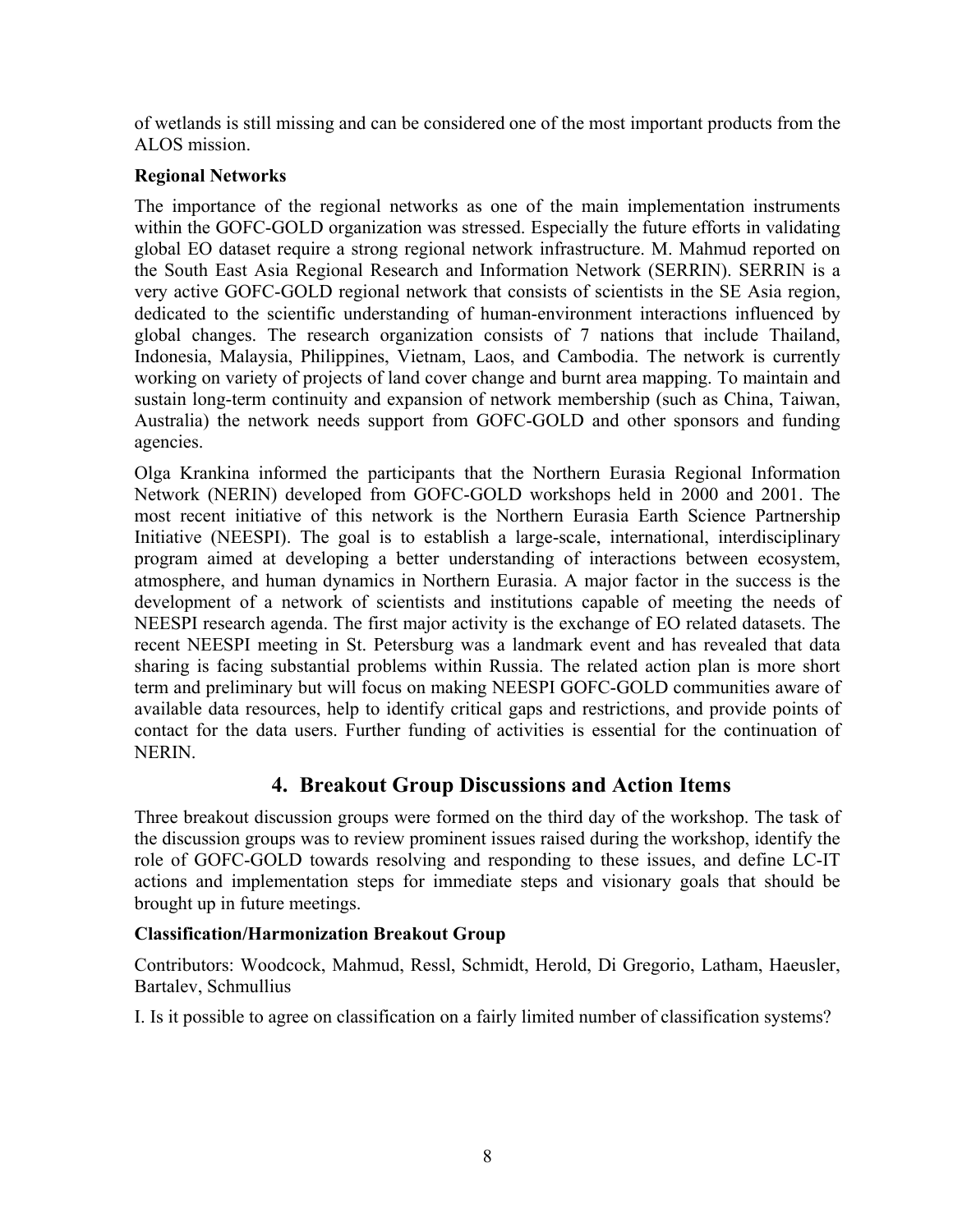of wetlands is still missing and can be considered one of the most important products from the ALOS mission.

**Regional Networks**

The importance of the regional networks as one of the main implementation instruments within the GOFC-GOLD organization was stressed. Especially the future efforts in validating global EO dataset require a strong regional network infrastructure. M. Mahmud reported on the South East Asia Regional Research and Information Network (SERRIN). SERRIN is a very active GOFC-GOLD regional network that consists of scientists in the SE Asia region, dedicated to the scientific understanding of human-environment interactions influenced by global changes. The research organization consists of 7 nations that include Thailand, Indonesia, Malaysia, Philippines, Vietnam, Laos, and Cambodia. The network is currently working on variety of projects of land cover change and burnt area mapping. To maintain and sustain long-term continuity and expansion of network membership (such as China, Taiwan, Australia) the network needs support from GOFC-GOLD and other sponsors and funding agencies.

Olga Krankina informed the participants that the Northern Eurasia Regional Information Network (NERIN) developed from GOFC-GOLD workshops held in 2000 and 2001. The most recent initiative of this network is the Northern Eurasia Earth Science Partnership Initiative (NEESPI). The goal is to establish a large-scale, international, interdisciplinary program aimed at developing a better understanding of interactions between ecosystem, atmosphere, and human dynamics in Northern Eurasia. A major factor in the success is the development of a network of scientists and institutions capable of meeting the needs of NEESPI research agenda. The first major activity is the exchange of EO related datasets. The recent NEESPI meeting in St. Petersburg was a landmark event and has revealed that data sharing is facing substantial problems within Russia. The related action plan is more short term and preliminary but will focus on making NEESPI GOFC-GOLD communities aware of available data resources, help to identify critical gaps and restrictions, and provide points of contact for the data users. Further funding of activities is essential for the continuation of NERIN.

## 4. Breakout Group Discussions and Action Items

Three breakout discussion groups were formed on the third day of the workshop. The task of the discussion groups was to review prominent issues raised during the workshop, identify the role of GOFC-GOLD towards resolving and responding to these issues, and define LC-IT actions and implementation steps for immediate steps and visionary goals that should be brought up in future meetings.

**Classification/Harmonization Breakout Group**

Contributors: Woodcock, Mahmud, Ressl, Schmidt, Herold, Di Gregorio, Latham, Haeusler, Bartalev, Schmullius

I. Is it possible to agree on classification on a fairly limited number of classification systems?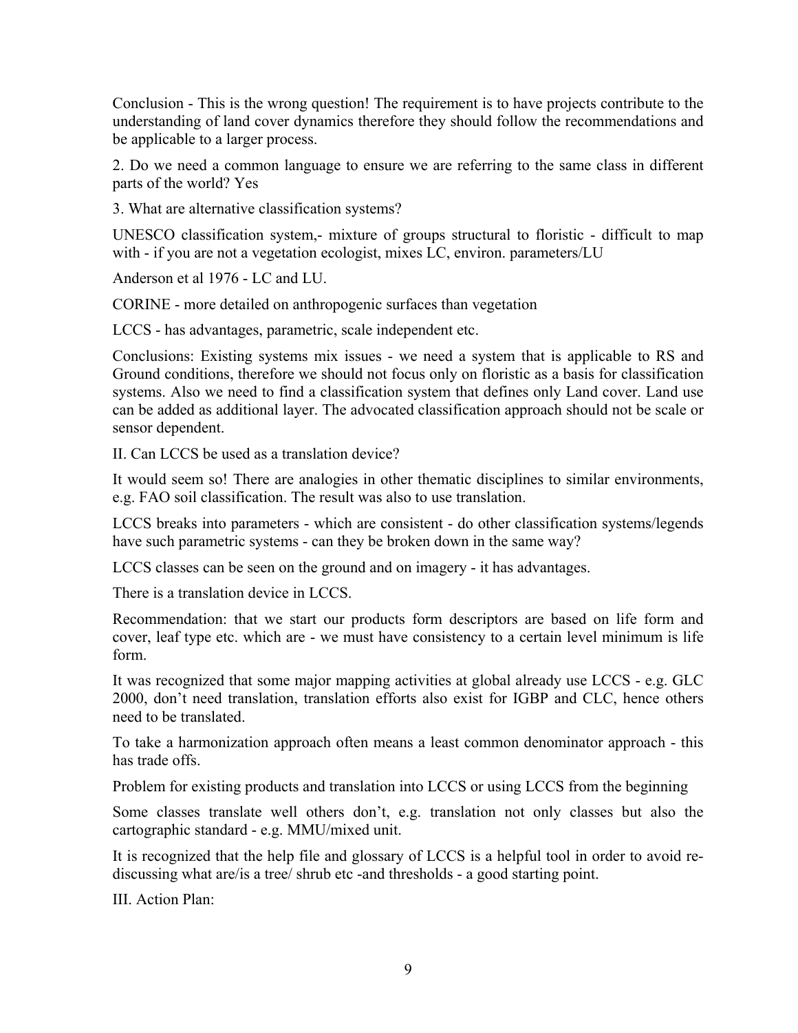Conclusion - This is the wrong question! The requirement is to have projects contribute to the understanding of land cover dynamics therefore they should follow the recommendations and be applicable to a larger process.

2. Do we need a common language to ensure we are referring to the same class in different parts of the world? Yes

3. What are alternative classification systems?

UNESCO classification system,- mixture of groups structural to floristic - difficult to map with - if you are not a vegetation ecologist, mixes LC, environ. parameters/LU

Anderson et al 1976 - LC and LU.

CORINE - more detailed on anthropogenic surfaces than vegetation

LCCS - has advantages, parametric, scale independent etc.

Conclusions: Existing systems mix issues - we need a system that is applicable to RS and Ground conditions, therefore we should not focus only on floristic as a basis for classification systems. Also we need to find a classification system that defines only Land cover. Land use can be added as additional layer. The advocated classification approach should not be scale or sensor dependent.

II. Can LCCS be used as a translation device?

It would seem so! There are analogies in other thematic disciplines to similar environments, e.g. FAO soil classification. The result was also to use translation.

LCCS breaks into parameters - which are consistent - do other classification systems/legends have such parametric systems - can they be broken down in the same way?

LCCS classes can be seen on the ground and on imagery - it has advantages.

There is a translation device in LCCS.

Recommendation: that we start our products form descriptors are based on life form and cover, leaf type etc. which are - we must have consistency to a certain level minimum is life form.

It was recognized that some major mapping activities at global already use LCCS - e.g. GLC 2000, don't need translation, translation efforts also exist for IGBP and CLC, hence others need to be translated.

To take a harmonization approach often means a least common denominator approach - this has trade offs.

Problem for existing products and translation into LCCS or using LCCS from the beginning

Some classes translate well others don't, e.g. translation not only classes but also the cartographic standard - e.g. MMU/mixed unit.

It is recognized that the help file and glossary of LCCS is a helpful tool in order to avoid re-discussing what are/is a tree/ shrub etc -and thresholds - a good starting point.

III. Action Plan: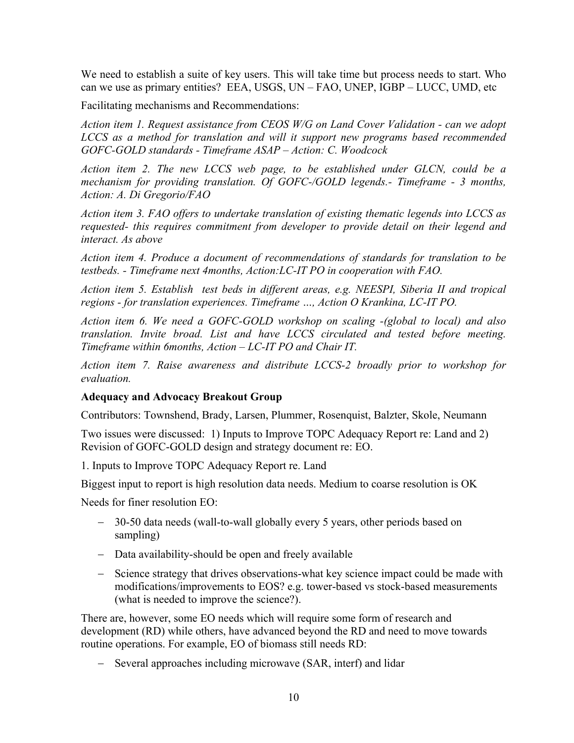We need to establish a suite of key users. This will take time but process needs to start. Who can we use as primary entities? EEA, USGS, UN – FAO, UNEP, IGBP – LUCC, UMD, etc

Facilitating mechanisms and Recommendations:

*Action item 1. Request assistance from CEOS W/G on Land Cover Validation - can we adopt LCCS as a method for translation and will it support new programs based recommended GOFC-GOLD standards - Timeframe ASAP – Action: C. Woodcock*

*Action item 2. The new LCCS web page, to be established under GLCN, could be a mechanism for providing translation. Of GOFC-/GOLD legends.- Timeframe - 3 months, Action: A. Di Gregorio/FAO*

*Action item 3. FAO offers to undertake translation of existing thematic legends into LCCS as requested- this requires commitment from developer to provide detail on their legend and interact. As above*

*Action item 4. Produce a document of recommendations of standards for translation to be testbeds. - Timeframe next 4months, Action:LC-IT PO in cooperation with FAO.*

*Action item 5. Establish test beds in different areas, e.g. NEESPI, Siberia II and tropical regions - for translation experiences. Timeframe …, Action O Krankina, LC-IT PO.*

*Action item 6. We need a GOFC-GOLD workshop on scaling -(global to local) and also translation. Invite broad. List and have LCCS circulated and tested before meeting. Timeframe within 6months, Action – LC-IT PO and Chair IT.*

*Action item 7. Raise awareness and distribute LCCS-2 broadly prior to workshop for evaluation.*

**Adequacy and Advocacy Breakout Group**

Contributors: Townshend, Brady, Larsen, Plummer, Rosenquist, Balzter, Skole, Neumann

Two issues were discussed: 1) Inputs to Improve TOPC Adequacy Report re: Land and 2) Revision of GOFC-GOLD design and strategy document re: EO.

1. Inputs to Improve TOPC Adequacy Report re. Land

Biggest input to report is high resolution data needs. Medium to coarse resolution is OK

Needs for finer resolution EO:

- 30-50 data needs (wall-to-wall globally every 5 years, other periods based on sampling)
- Data availability-should be open and freely available
- Science strategy that drives observations-what key science impact could be made with modifications/improvements to EOS? e.g. tower-based vs stock-based measurements (what is needed to improve the science?).

There are, however, some EO needs which will require some form of research and development (RD) while others, have advanced beyond the RD and need to move towards routine operations. For example, EO of biomass still needs RD:

- Several approaches including microwave (SAR, interf) and lidar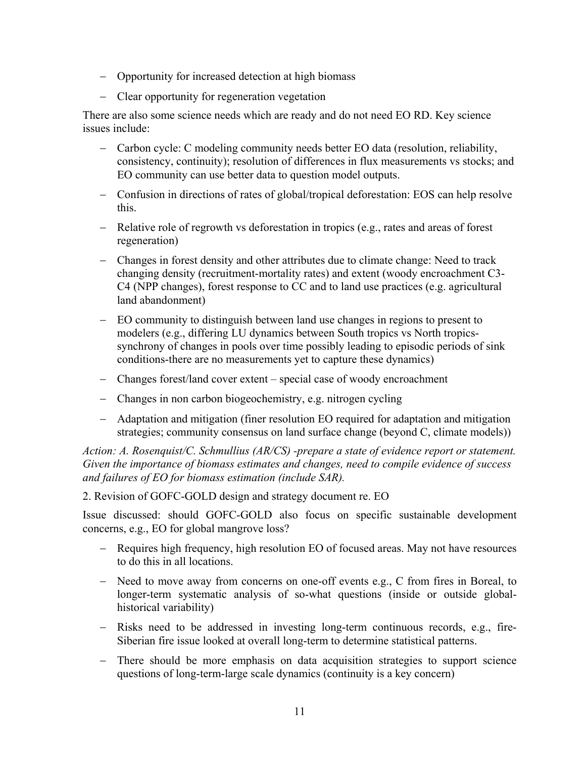- Opportunity for increased detection at high biomass
- Clear opportunity for regeneration vegetation

There are also some science needs which are ready and do not need EO RD. Key science issues include:

- Carbon cycle: C modeling community needs better EO data (resolution, reliability, consistency, continuity); resolution of differences in flux measurements vs stocks; and EO community can use better data to question model outputs.
- Confusion in directions of rates of global/tropical deforestation: EOS can help resolve this.
- Relative role of regrowth vs deforestation in tropics (e.g., rates and areas of forest regeneration)
- Changes in forest density and other attributes due to climate change: Need to track changing density (recruitment-mortality rates) and extent (woody encroachment C3-C4 (NPP changes), forest response to CC and to land use practices (e.g. agricultural land abandonment)
- EO community to distinguish between land use changes in regions to present to modelers (e.g., differing LU dynamics between South tropics vs North tropics-synchrony of changes in pools over time possibly leading to episodic periods of sink conditions-there are no measurements yet to capture these dynamics)
- Changes forest/land cover extent – special case of woody encroachment
- Changes in non carbon biogeochemistry, e.g. nitrogen cycling
- Adaptation and mitigation (finer resolution EO required for adaptation and mitigation strategies; community consensus on land surface change (beyond C, climate models))

*Action: A. Rosenquist/C. Schmullius (AR/CS) -prepare a state of evidence report or statement. Given the importance of biomass estimates and changes, need to compile evidence of success and failures of EO for biomass estimation (include SAR).*

2. Revision of GOFC-GOLD design and strategy document re. EO

Issue discussed: should GOFC-GOLD also focus on specific sustainable development concerns, e.g., EO for global mangrove loss?

- Requires high frequency, high resolution EO of focused areas. May not have resources to do this in all locations.
- Need to move away from concerns on one-off events e.g., C from fires in Boreal, to longer-term systematic analysis of so-what questions (inside or outside global-historical variability)
- Risks need to be addressed in investing long-term continuous records, e.g., fire-Siberian fire issue looked at overall long-term to determine statistical patterns.
- There should be more emphasis on data acquisition strategies to support science questions of long-term-large scale dynamics (continuity is a key concern)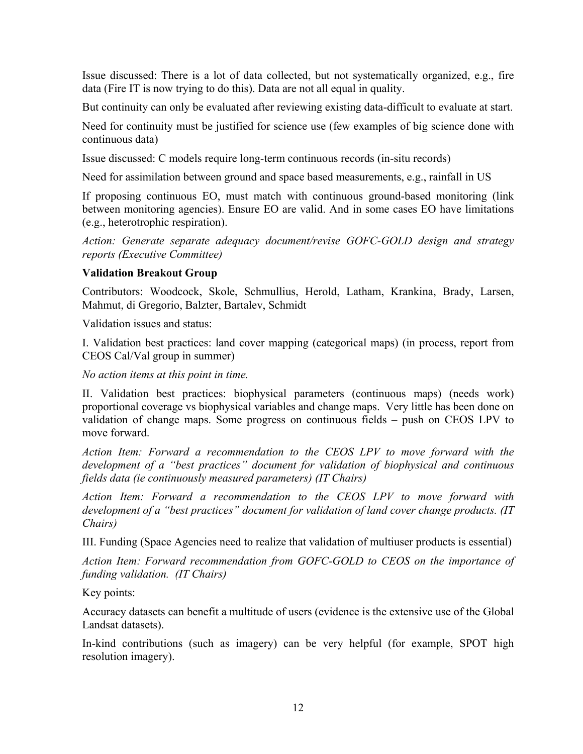Issue discussed: There is a lot of data collected, but not systematically organized, e.g., fire data (Fire IT is now trying to do this). Data are not all equal in quality.

But continuity can only be evaluated after reviewing existing data-difficult to evaluate at start.

Need for continuity must be justified for science use (few examples of big science done with continuous data)

Issue discussed: C models require long-term continuous records (in-situ records)

Need for assimilation between ground and space based measurements, e.g., rainfall in US

If proposing continuous EO, must match with continuous ground-based monitoring (link between monitoring agencies). Ensure EO are valid. And in some cases EO have limitations (e.g., heterotrophic respiration).

*Action: Generate separate adequacy document/revise GOFC-GOLD design and strategy reports (Executive Committee)*

**Validation Breakout Group**

Contributors: Woodcock, Skole, Schmullius, Herold, Latham, Krankina, Brady, Larsen, Mahmut, di Gregorio, Balzter, Bartalev, Schmidt

Validation issues and status:

I. Validation best practices: land cover mapping (categorical maps) (in process, report from CEOS Cal/Val group in summer)

*No action items at this point in time.*

II. Validation best practices: biophysical parameters (continuous maps) (needs work) proportional coverage vs biophysical variables and change maps. Very little has been done on validation of change maps. Some progress on continuous fields – push on CEOS LPV to move forward.

*Action Item: Forward a recommendation to the CEOS LPV to move forward with the development of a "best practices" document for validation of biophysical and continuous fields data (ie continuously measured parameters) (IT Chairs)*

*Action Item: Forward a recommendation to the CEOS LPV to move forward with development of a "best practices" document for validation of land cover change products. (IT Chairs)*

III. Funding (Space Agencies need to realize that validation of multiuser products is essential)

*Action Item: Forward recommendation from GOFC-GOLD to CEOS on the importance of funding validation. (IT Chairs)*

Key points:

Accuracy datasets can benefit a multitude of users (evidence is the extensive use of the Global Landsat datasets).

In-kind contributions (such as imagery) can be very helpful (for example, SPOT high resolution imagery).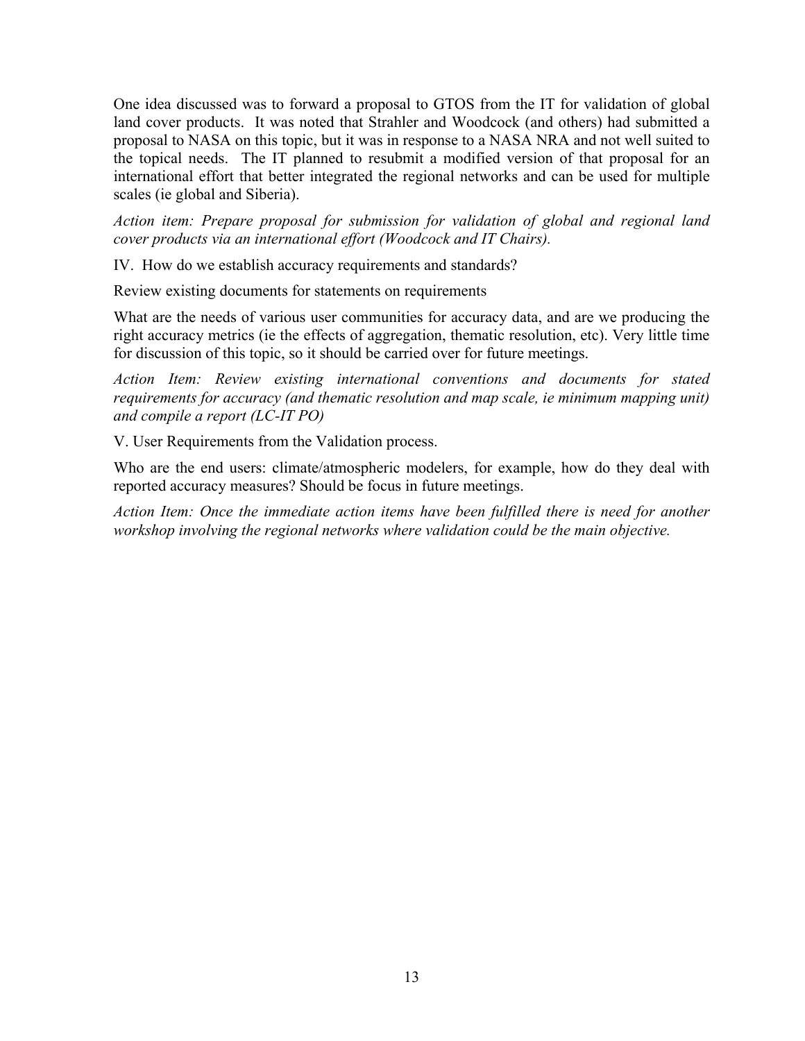One idea discussed was to forward a proposal to GTOS from the IT for validation of global land cover products. It was noted that Strahler and Woodcock (and others) had submitted a proposal to NASA on this topic, but it was in response to a NASA NRA and not well suited to the topical needs. The IT planned to resubmit a modified version of that proposal for an international effort that better integrated the regional networks and can be used for multiple scales (ie global and Siberia).

*Action item: Prepare proposal for submission for validation of global and regional land cover products via an international effort (Woodcock and IT Chairs).*

IV. How do we establish accuracy requirements and standards?

Review existing documents for statements on requirements

What are the needs of various user communities for accuracy data, and are we producing the right accuracy metrics (ie the effects of aggregation, thematic resolution, etc). Very little time for discussion of this topic, so it should be carried over for future meetings.

*Action Item: Review existing international conventions and documents for stated requirements for accuracy (and thematic resolution and map scale, ie minimum mapping unit) and compile a report (LC-IT PO)*

V. User Requirements from the Validation process.

Who are the end users: climate/atmospheric modelers, for example, how do they deal with reported accuracy measures? Should be focus in future meetings.

*Action Item: Once the immediate action items have been fulfilled there is need for another workshop involving the regional networks where validation could be the main objective.*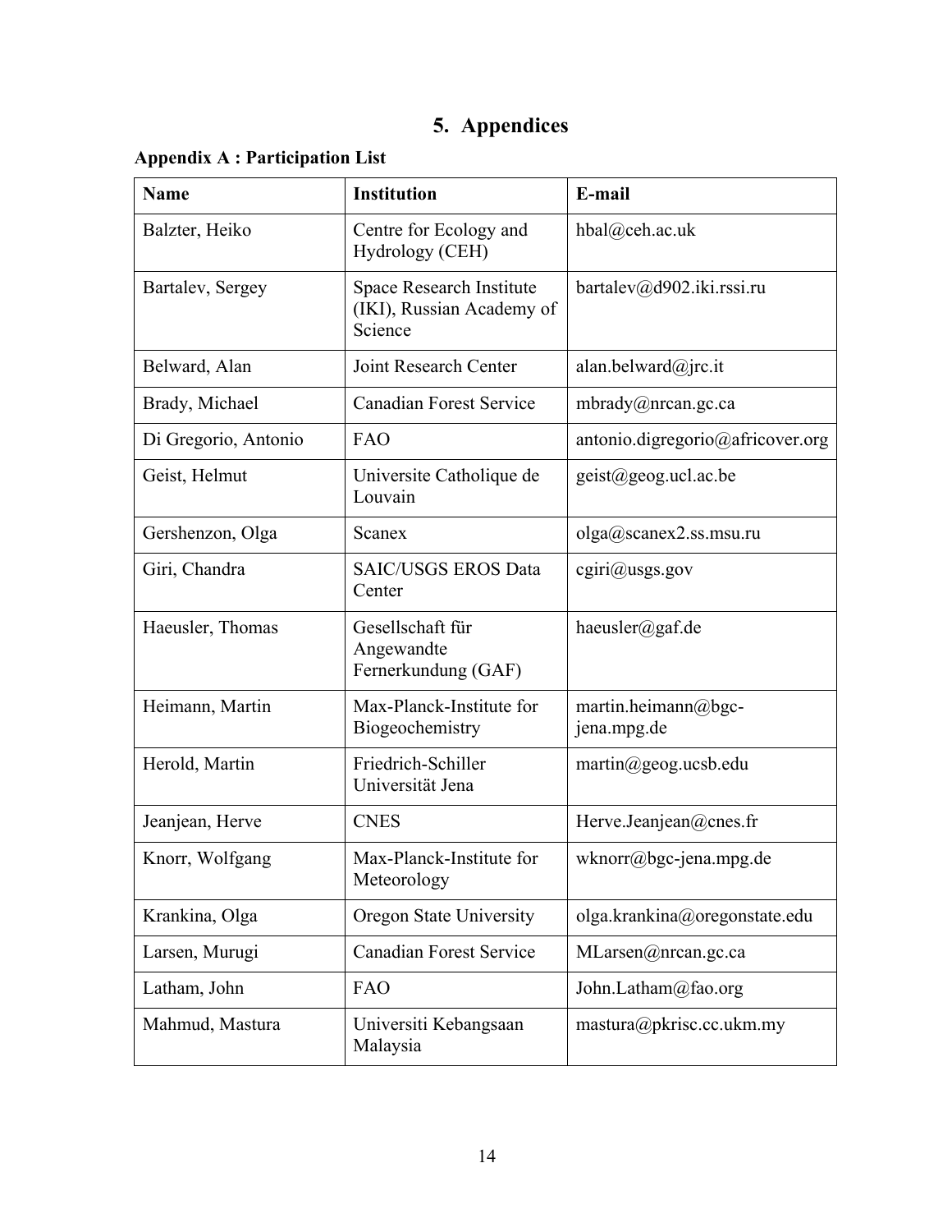# 5. Appendices

**Appendix A : Participation List**

| Name | Institution | E-mail |
|---|---|---|
| Balzter, Heiko | Centre for Ecology and Hydrology (CEH) | hbal@ceh.ac.uk |
| Bartalev, Sergey | Space Research Institute (IKI), Russian Academy of Science | bartalev@d902.iki.rssi.ru |
| Belward, Alan | Joint Research Center | alan.belward@jrc.it |
| Brady, Michael | Canadian Forest Service | mbrady@nrcan.gc.ca |
| Di Gregorio, Antonio | FAO | antonio.digregorio@africover.org |
| Geist, Helmut | Universite Catholique de Louvain | geist@geog.ucl.ac.be |
| Gershenzon, Olga | Scanex | olga@scanex2.ss.msu.ru |
| Giri, Chandra | SAIC/USGS EROS Data Center | cgiri@usgs.gov |
| Haeusler, Thomas | Gesellschaft für Angewandte Fernerkundung (GAF) | haeusler@gaf.de |
| Heimann, Martin | Max-Planck-Institute for Biogeochemistry | martin.heimann@bgc-jena.mpg.de |
| Herold, Martin | Friedrich-Schiller Universität Jena | martin@geog.ucsb.edu |
| Jeanjean, Herve | CNES | Herve.Jeanjean@cnes.fr |
| Knorr, Wolfgang | Max-Planck-Institute for Meteorology | wknorr@bgc-jena.mpg.de |
| Krankina, Olga | Oregon State University | olga.krankina@oregonstate.edu |
| Larsen, Murugi | Canadian Forest Service | MLarsen@nrcan.gc.ca |
| Latham, John | FAO | John.Latham@fao.org |
| Mahmud, Mastura | Universiti Kebangsaan Malaysia | mastura@pkrisc.cc.ukm.my |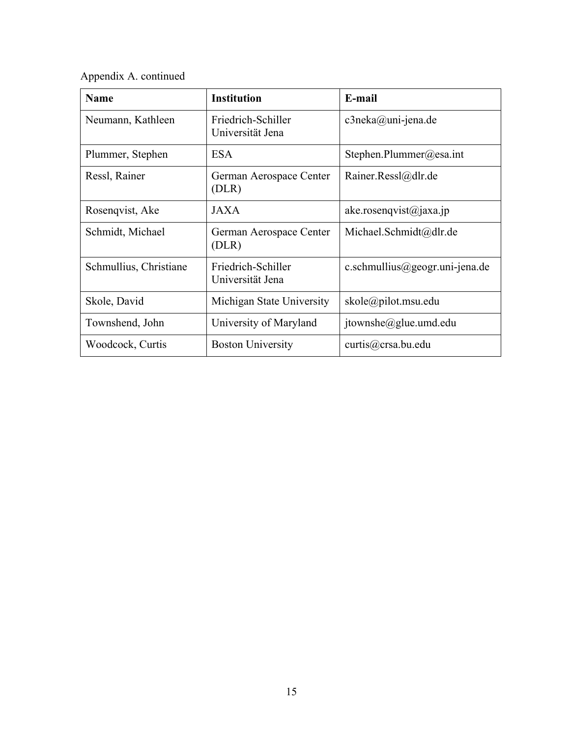Appendix A. continued

| Name | Institution | E-mail |
|---|---|---|
| Neumann, Kathleen | Friedrich-Schiller Universität Jena | c3neka@uni-jena.de |
| Plummer, Stephen | ESA | Stephen.Plummer@esa.int |
| Ressl, Rainer | German Aerospace Center (DLR) | Rainer.Ressl@dlr.de |
| Rosenqvist, Ake | JAXA | ake.rosenqvist@jaxa.jp |
| Schmidt, Michael | German Aerospace Center (DLR) | Michael.Schmidt@dlr.de |
| Schmullius, Christiane | Friedrich-Schiller Universität Jena | c.schmullius@geogr.uni-jena.de |
| Skole, David | Michigan State University | skole@pilot.msu.edu |
| Townshend, John | University of Maryland | jtownshe@glue.umd.edu |
| Woodcock, Curtis | Boston University | curtis@crsa.bu.edu |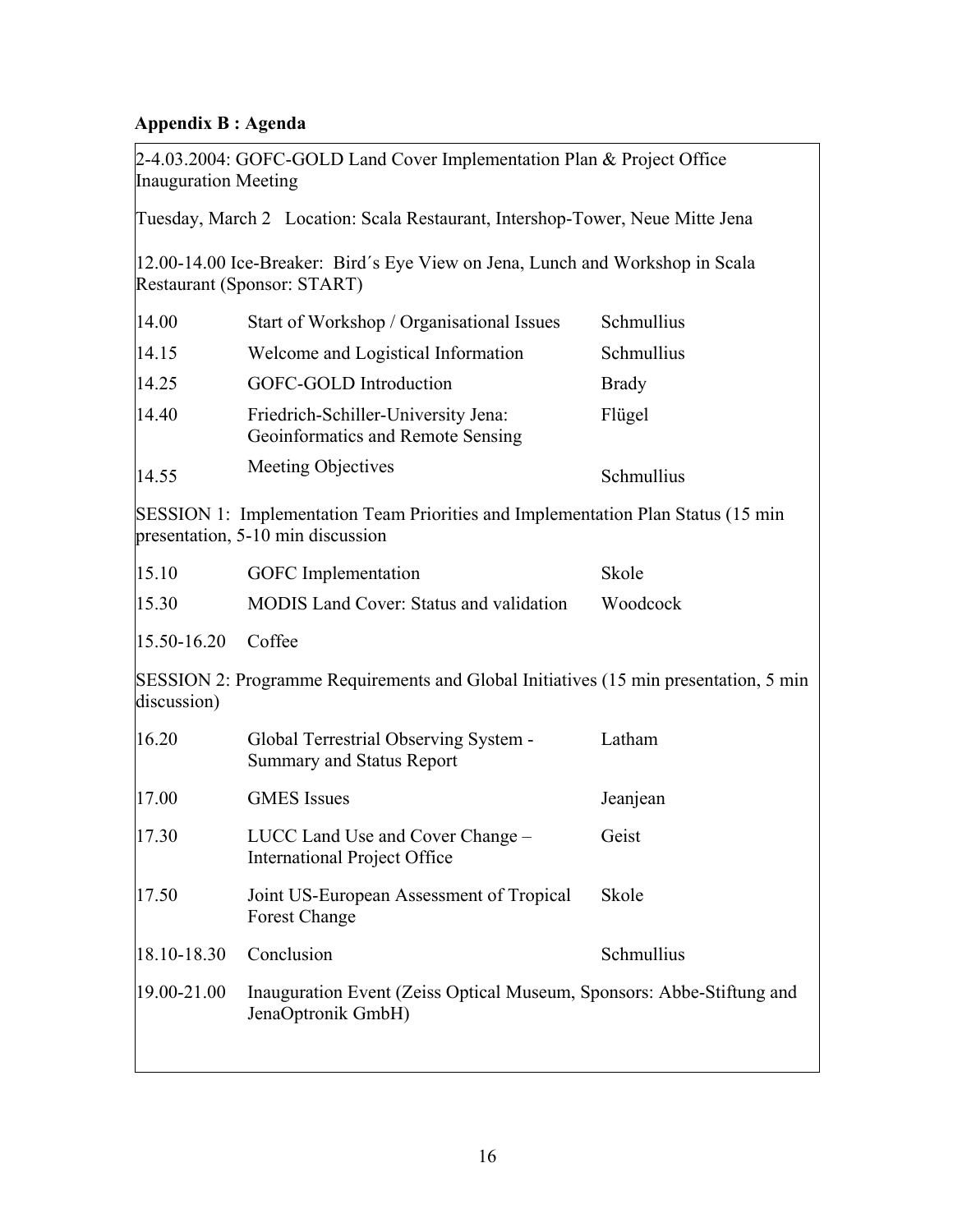## Appendix B : Agenda

2-4.03.2004: GOFC-GOLD Land Cover Implementation Plan & Project Office Inauguration Meeting

Tuesday, March 2   Location: Scala Restaurant, Intershop-Tower, Neue Mitte Jena

12.00-14.00 Ice-Breaker: Bird´s Eye View on Jena, Lunch and Workshop in Scala Restaurant (Sponsor: START)

| | | |
|---|---|---|
| 14.00 | Start of Workshop / Organisational Issues | Schmullius |
| 14.15 | Welcome and Logistical Information | Schmullius |
| 14.25 | GOFC-GOLD Introduction | Brady |
| 14.40 | Friedrich-Schiller-University Jena: Geoinformatics and Remote Sensing | Flügel |
| 14.55 | Meeting Objectives | Schmullius |

SESSION 1: Implementation Team Priorities and Implementation Plan Status (15 min presentation, 5-10 min discussion

| | | |
|---|---|---|
| 15.10 | GOFC Implementation | Skole |
| 15.30 | MODIS Land Cover: Status and validation | Woodcock |
| 15.50-16.20 | Coffee | |

SESSION 2: Programme Requirements and Global Initiatives (15 min presentation, 5 min discussion)

| | | |
|---|---|---|
| 16.20 | Global Terrestrial Observing System - Summary and Status Report | Latham |
| 17.00 | GMES Issues | Jeanjean |
| 17.30 | LUCC Land Use and Cover Change – International Project Office | Geist |
| 17.50 | Joint US-European Assessment of Tropical Forest Change | Skole |
| 18.10-18.30 | Conclusion | Schmullius |
| 19.00-21.00 | Inauguration Event (Zeiss Optical Museum, Sponsors: Abbe-Stiftung and JenaOptronik GmbH) | |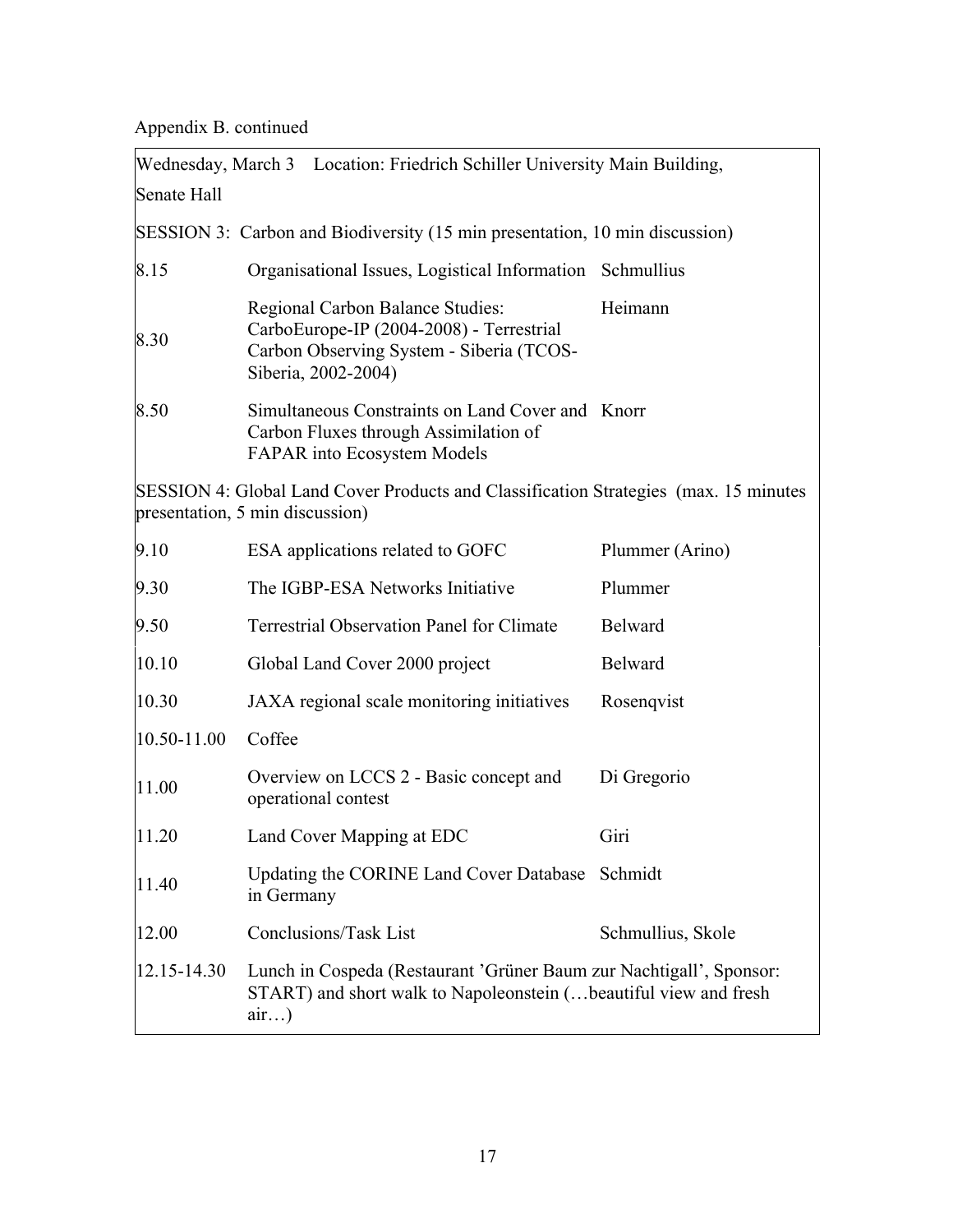Appendix B. continued

| Wednesday, March 3 Location: Friedrich Schiller University Main Building, Senate Hall | | |
|---|---|---|
| SESSION 3: Carbon and Biodiversity (15 min presentation, 10 min discussion) | | |
| 8.15 | Organisational Issues, Logistical Information | Schmullius |
| 8.30 | Regional Carbon Balance Studies: CarboEurope-IP (2004-2008) - Terrestrial Carbon Observing System - Siberia (TCOS-Siberia, 2002-2004) | Heimann |
| 8.50 | Simultaneous Constraints on Land Cover and Carbon Fluxes through Assimilation of FAPAR into Ecosystem Models | Knorr |
| SESSION 4: Global Land Cover Products and Classification Strategies (max. 15 minutes presentation, 5 min discussion) | | |
| 9.10 | ESA applications related to GOFC | Plummer (Arino) |
| 9.30 | The IGBP-ESA Networks Initiative | Plummer |
| 9.50 | Terrestrial Observation Panel for Climate | Belward |
| 10.10 | Global Land Cover 2000 project | Belward |
| 10.30 | JAXA regional scale monitoring initiatives | Rosenqvist |
| 10.50-11.00 | Coffee | |
| 11.00 | Overview on LCCS 2 - Basic concept and operational contest | Di Gregorio |
| 11.20 | Land Cover Mapping at EDC | Giri |
| 11.40 | Updating the CORINE Land Cover Database in Germany | Schmidt |
| 12.00 | Conclusions/Task List | Schmullius, Skole |
| 12.15-14.30 | Lunch in Cospeda (Restaurant 'Grüner Baum zur Nachtigall', Sponsor: START) and short walk to Napoleonstein (…beautiful view and fresh air…) | |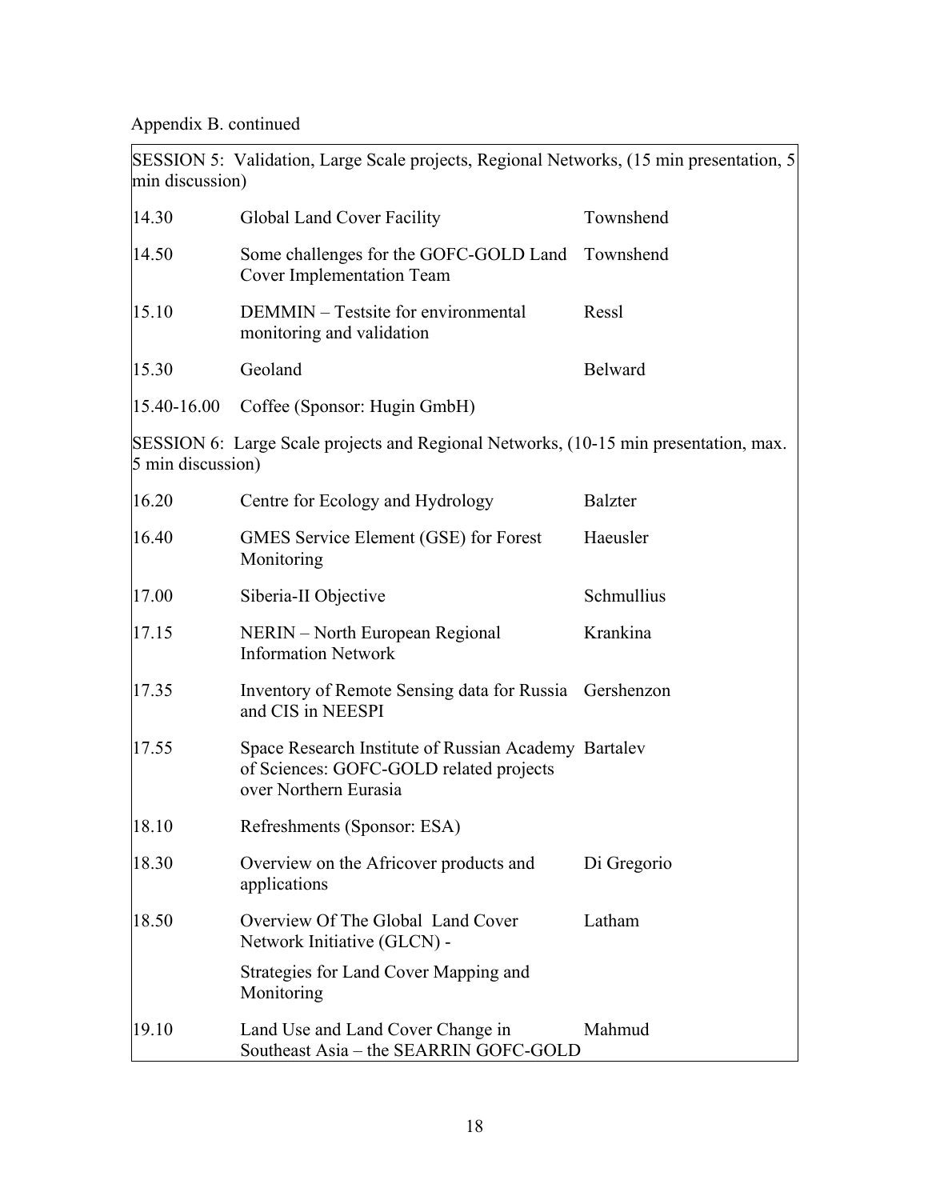Appendix B. continued

| SESSION 5: Validation, Large Scale projects, Regional Networks, (15 min presentation, 5 min discussion) | | |
|---|---|---|
| 14.30 | Global Land Cover Facility | Townshend |
| 14.50 | Some challenges for the GOFC-GOLD Land Cover Implementation Team | Townshend |
| 15.10 | DEMMIN – Testsite for environmental monitoring and validation | Ressl |
| 15.30 | Geoland | Belward |
| 15.40-16.00 | Coffee (Sponsor: Hugin GmbH) | |
| SESSION 6: Large Scale projects and Regional Networks, (10-15 min presentation, max. 5 min discussion) | | |
| 16.20 | Centre for Ecology and Hydrology | Balzter |
| 16.40 | GMES Service Element (GSE) for Forest Monitoring | Haeusler |
| 17.00 | Siberia-II Objective | Schmullius |
| 17.15 | NERIN – North European Regional Information Network | Krankina |
| 17.35 | Inventory of Remote Sensing data for Russia and CIS in NEESPI | Gershenzon |
| 17.55 | Space Research Institute of Russian Academy of Sciences: GOFC-GOLD related projects over Northern Eurasia | Bartalev |
| 18.10 | Refreshments (Sponsor: ESA) | |
| 18.30 | Overview on the Africover products and applications | Di Gregorio |
| 18.50 | Overview Of The Global Land Cover Network Initiative (GLCN) - Strategies for Land Cover Mapping and Monitoring | Latham |
| 19.10 | Land Use and Land Cover Change in Southeast Asia – the SEARRIN GOFC-GOLD | Mahmud |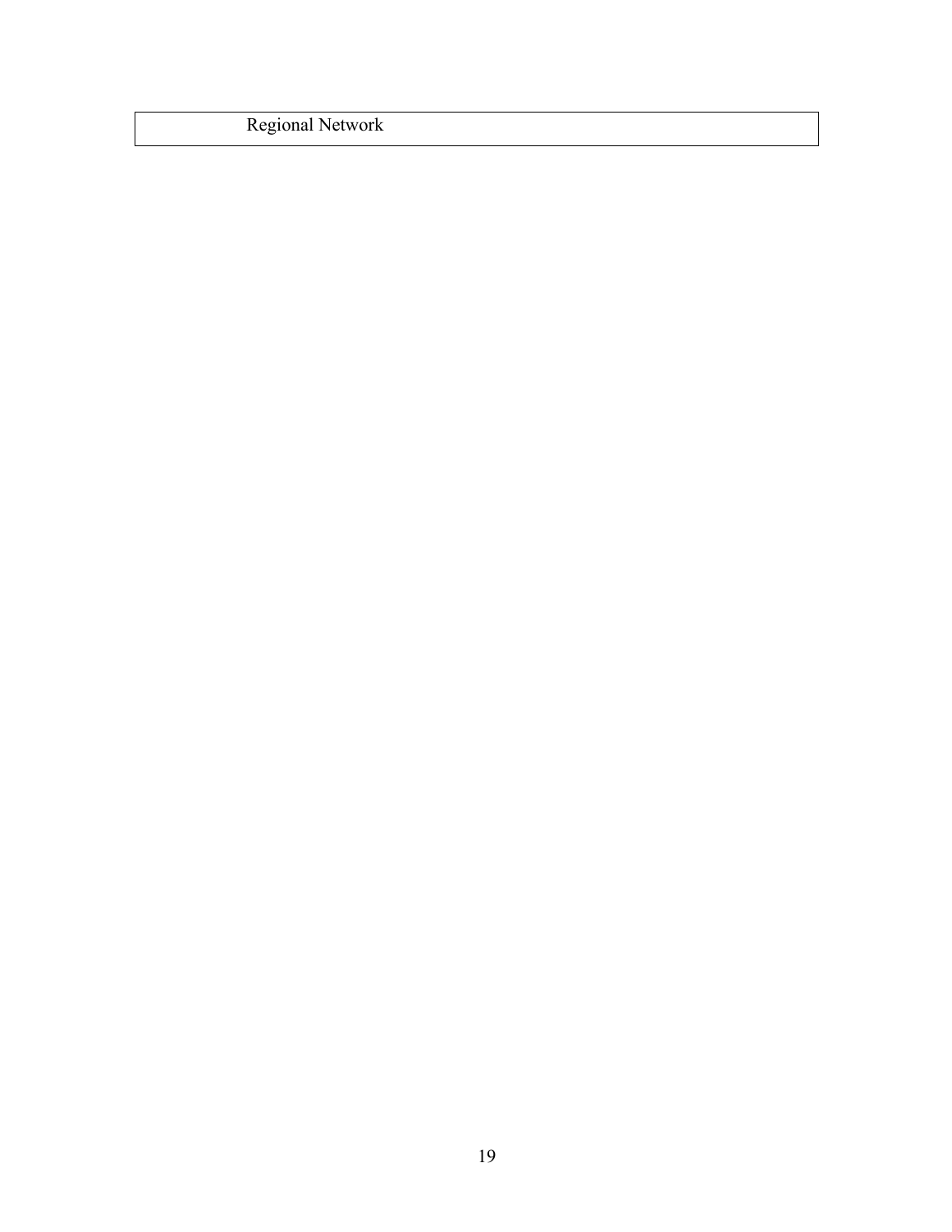| Regional Network |
|---|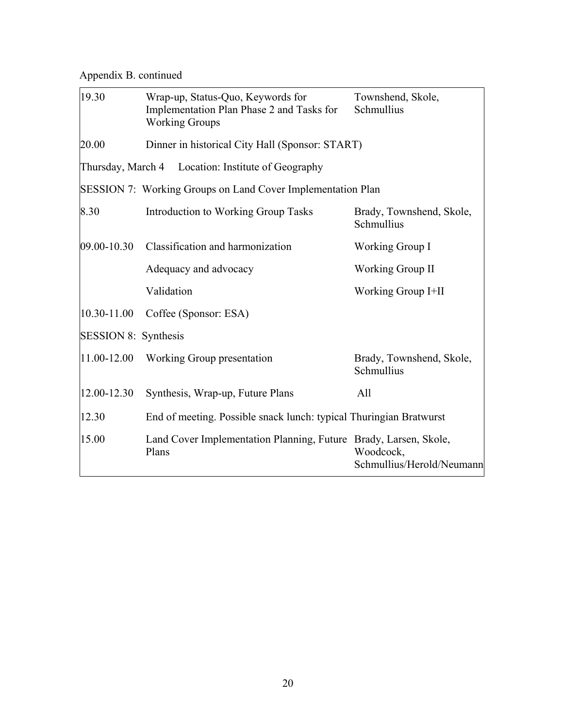Appendix B. continued

| | | |
|---|---|---|
| 19.30 | Wrap-up, Status-Quo, Keywords for Implementation Plan Phase 2 and Tasks for Working Groups | Townshend, Skole, Schmullius |
| 20.00 | Dinner in historical City Hall (Sponsor: START) | |
| Thursday, March 4 | Location: Institute of Geography | |
| SESSION 7: Working Groups on Land Cover Implementation Plan | | |
| 8.30 | Introduction to Working Group Tasks | Brady, Townshend, Skole, Schmullius |
| 09.00-10.30 | Classification and harmonization | Working Group I |
| | Adequacy and advocacy | Working Group II |
| | Validation | Working Group I+II |
| 10.30-11.00 | Coffee (Sponsor: ESA) | |
| SESSION 8: Synthesis | | |
| 11.00-12.00 | Working Group presentation | Brady, Townshend, Skole, Schmullius |
| 12.00-12.30 | Synthesis, Wrap-up, Future Plans | All |
| 12.30 | End of meeting. Possible snack lunch: typical Thuringian Bratwurst | |
| 15.00 | Land Cover Implementation Planning, Future Plans | Brady, Larsen, Skole, Woodcock, Schmullius/Herold/Neumann |